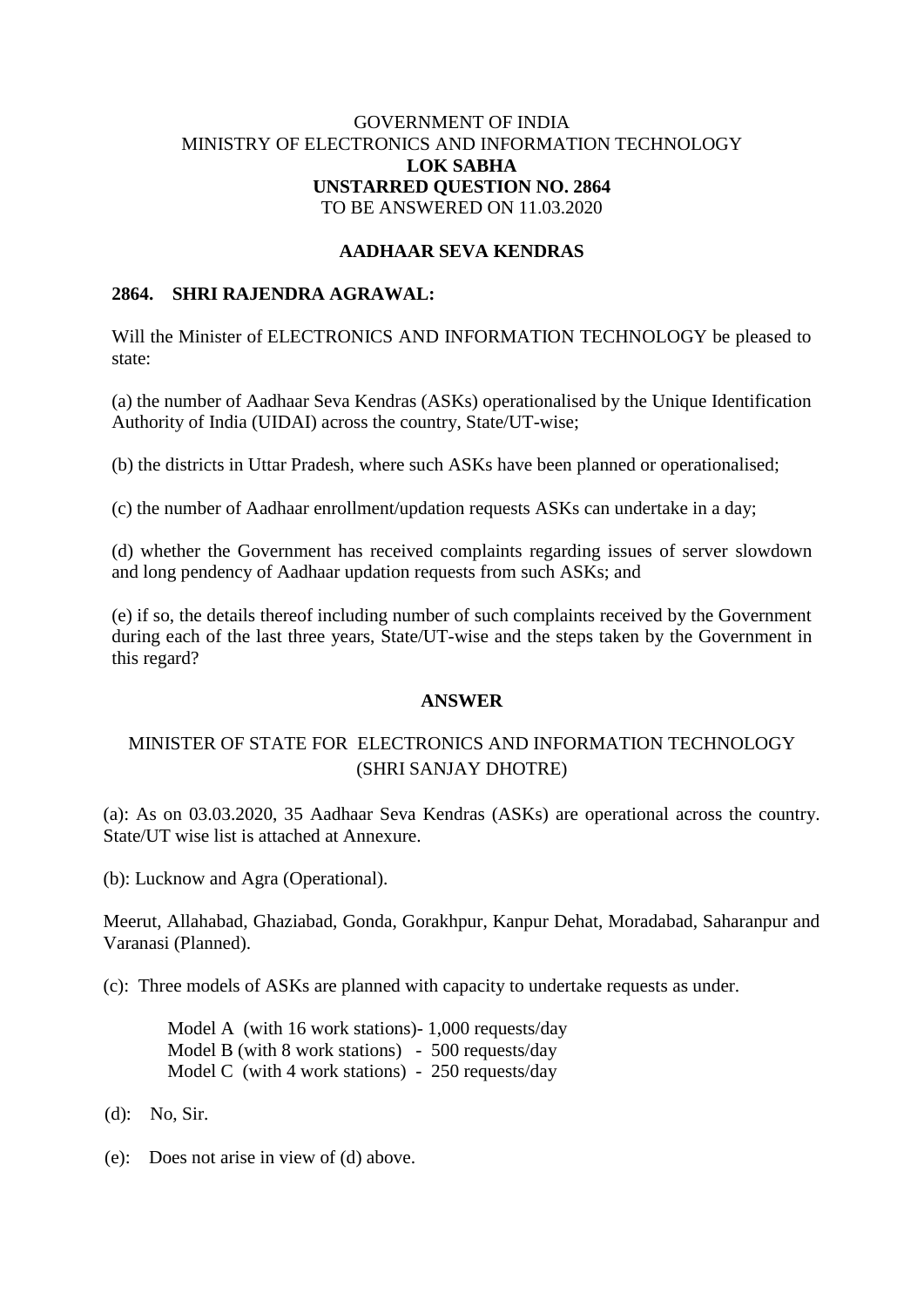GOVERNMENT OF INDIA
MINISTRY OF ELECTRONICS AND INFORMATION TECHNOLOGY
**LOK SABHA**
**UNSTARRED QUESTION NO. 2864**
TO BE ANSWERED ON 11.03.2020

**AADHAAR SEVA KENDRAS**

**2864. SHRI RAJENDRA AGRAWAL:**

Will the Minister of ELECTRONICS AND INFORMATION TECHNOLOGY be pleased to state:

(a) the number of Aadhaar Seva Kendras (ASKs) operationalised by the Unique Identification Authority of India (UIDAI) across the country, State/UT-wise;

(b) the districts in Uttar Pradesh, where such ASKs have been planned or operationalised;

(c) the number of Aadhaar enrollment/updation requests ASKs can undertake in a day;

(d) whether the Government has received complaints regarding issues of server slowdown and long pendency of Aadhaar updation requests from such ASKs; and

(e) if so, the details thereof including number of such complaints received by the Government during each of the last three years, State/UT-wise and the steps taken by the Government in this regard?

**ANSWER**

MINISTER OF STATE FOR ELECTRONICS AND INFORMATION TECHNOLOGY
(SHRI SANJAY DHOTRE)

(a): As on 03.03.2020, 35 Aadhaar Seva Kendras (ASKs) are operational across the country. State/UT wise list is attached at Annexure.

(b): Lucknow and Agra (Operational).

Meerut, Allahabad, Ghaziabad, Gonda, Gorakhpur, Kanpur Dehat, Moradabad, Saharanpur and Varanasi (Planned).

(c): Three models of ASKs are planned with capacity to undertake requests as under.

Model A (with 16 work stations)- 1,000 requests/day
Model B (with 8 work stations) - 500 requests/day
Model C (with 4 work stations) - 250 requests/day

(d): No, Sir.

(e): Does not arise in view of (d) above.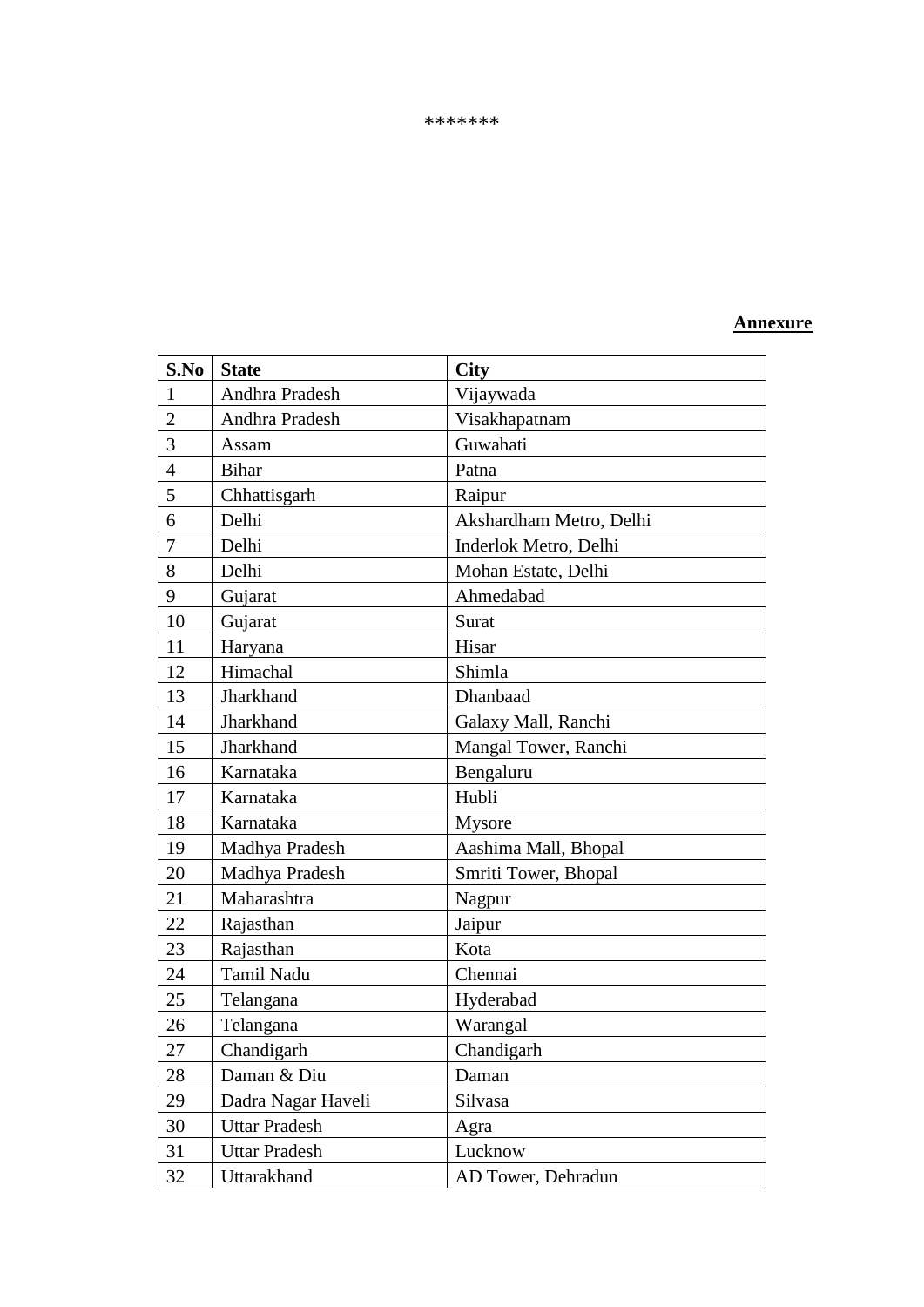*******

**Annexure**

| S.No | State | City |
|---|---|---|
| 1 | Andhra Pradesh | Vijaywada |
| 2 | Andhra Pradesh | Visakhapatnam |
| 3 | Assam | Guwahati |
| 4 | Bihar | Patna |
| 5 | Chhattisgarh | Raipur |
| 6 | Delhi | Akshardham Metro, Delhi |
| 7 | Delhi | Inderlok Metro, Delhi |
| 8 | Delhi | Mohan Estate, Delhi |
| 9 | Gujarat | Ahmedabad |
| 10 | Gujarat | Surat |
| 11 | Haryana | Hisar |
| 12 | Himachal | Shimla |
| 13 | Jharkhand | Dhanbaad |
| 14 | Jharkhand | Galaxy Mall, Ranchi |
| 15 | Jharkhand | Mangal Tower, Ranchi |
| 16 | Karnataka | Bengaluru |
| 17 | Karnataka | Hubli |
| 18 | Karnataka | Mysore |
| 19 | Madhya Pradesh | Aashima Mall, Bhopal |
| 20 | Madhya Pradesh | Smriti Tower, Bhopal |
| 21 | Maharashtra | Nagpur |
| 22 | Rajasthan | Jaipur |
| 23 | Rajasthan | Kota |
| 24 | Tamil Nadu | Chennai |
| 25 | Telangana | Hyderabad |
| 26 | Telangana | Warangal |
| 27 | Chandigarh | Chandigarh |
| 28 | Daman & Diu | Daman |
| 29 | Dadra Nagar Haveli | Silvasa |
| 30 | Uttar Pradesh | Agra |
| 31 | Uttar Pradesh | Lucknow |
| 32 | Uttarakhand | AD Tower, Dehradun |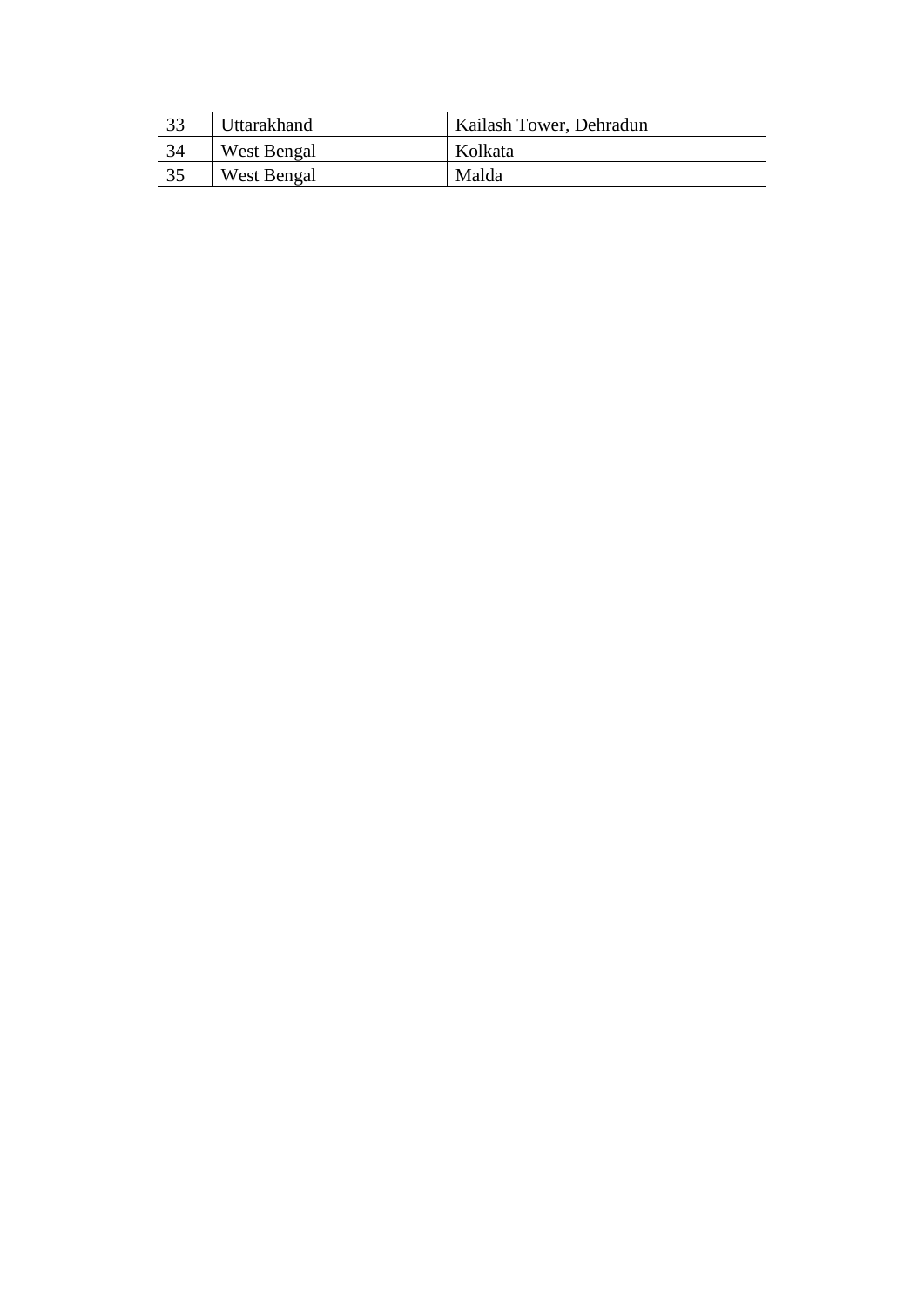| | | |
|---|---|---|
| 33 | Uttarakhand | Kailash Tower, Dehradun |
| 34 | West Bengal | Kolkata |
| 35 | West Bengal | Malda |